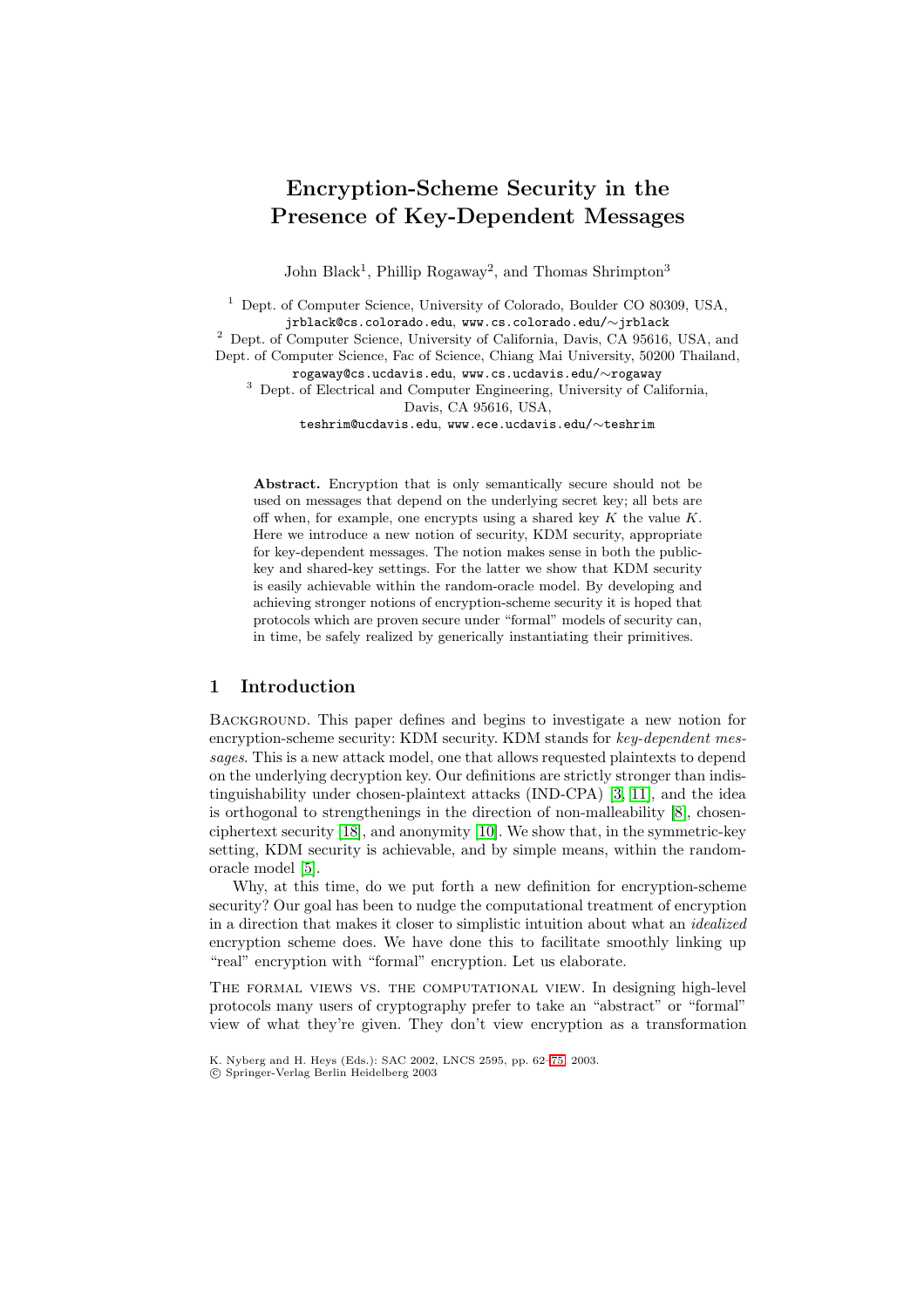# Encryption-Scheme Security in the Presence of Key-Dependent Messages

John Black[1], Phillip Rogaway[2], and Thomas Shrimpton[3]

[1] Dept. of Computer Science, University of Colorado, Boulder CO 80309, USA, jrblack@cs.colorado.edu, www.cs.colorado.edu/∼jrblack

[2] Dept. of Computer Science, University of California, Davis, CA 95616, USA, and Dept. of Computer Science, Fac of Science, Chiang Mai University, 50200 Thailand, rogaway@cs.ucdavis.edu, www.cs.ucdavis.edu/∼rogaway

[3] Dept. of Electrical and Computer Engineering, University of California, Davis, CA 95616, USA, teshrim@ucdavis.edu, www.ece.ucdavis.edu/∼teshrim

**Abstract.** Encryption that is only semantically secure should not be used on messages that depend on the underlying secret key; all bets are off when, for example, one encrypts using a shared key $K$ the value $K$. Here we introduce a new notion of security, KDM security, appropriate for key-dependent messages. The notion makes sense in both the public-key and shared-key settings. For the latter we show that KDM security is easily achievable within the random-oracle model. By developing and achieving stronger notions of encryption-scheme security it is hoped that protocols which are proven secure under "formal" models of security can, in time, be safely realized by generically instantiating their primitives.

## 1 Introduction

Background. This paper defines and begins to investigate a new notion for encryption-scheme security: KDM security. KDM stands for *key-dependent messages*. This is a new attack model, one that allows requested plaintexts to depend on the underlying decryption key. Our definitions are strictly stronger than indistinguishability under chosen-plaintext attacks (IND-CPA) [3, 11], and the idea is orthogonal to strengthenings in the direction of non-malleability [8], chosen-ciphertext security [18], and anonymity [10]. We show that, in the symmetric-key setting, KDM security is achievable, and by simple means, within the random-oracle model [5].

Why, at this time, do we put forth a new definition for encryption-scheme security? Our goal has been to nudge the computational treatment of encryption in a direction that makes it closer to simplistic intuition about what an *idealized* encryption scheme does. We have done this to facilitate smoothly linking up "real" encryption with "formal" encryption. Let us elaborate.

The formal views vs. the computational view. In designing high-level protocols many users of cryptography prefer to take an "abstract" or "formal" view of what they're given. They don't view encryption as a transformation

K. Nyberg and H. Heys (Eds.): SAC 2002, LNCS 2595, pp. 62–75, 2003.
© Springer-Verlag Berlin Heidelberg 2003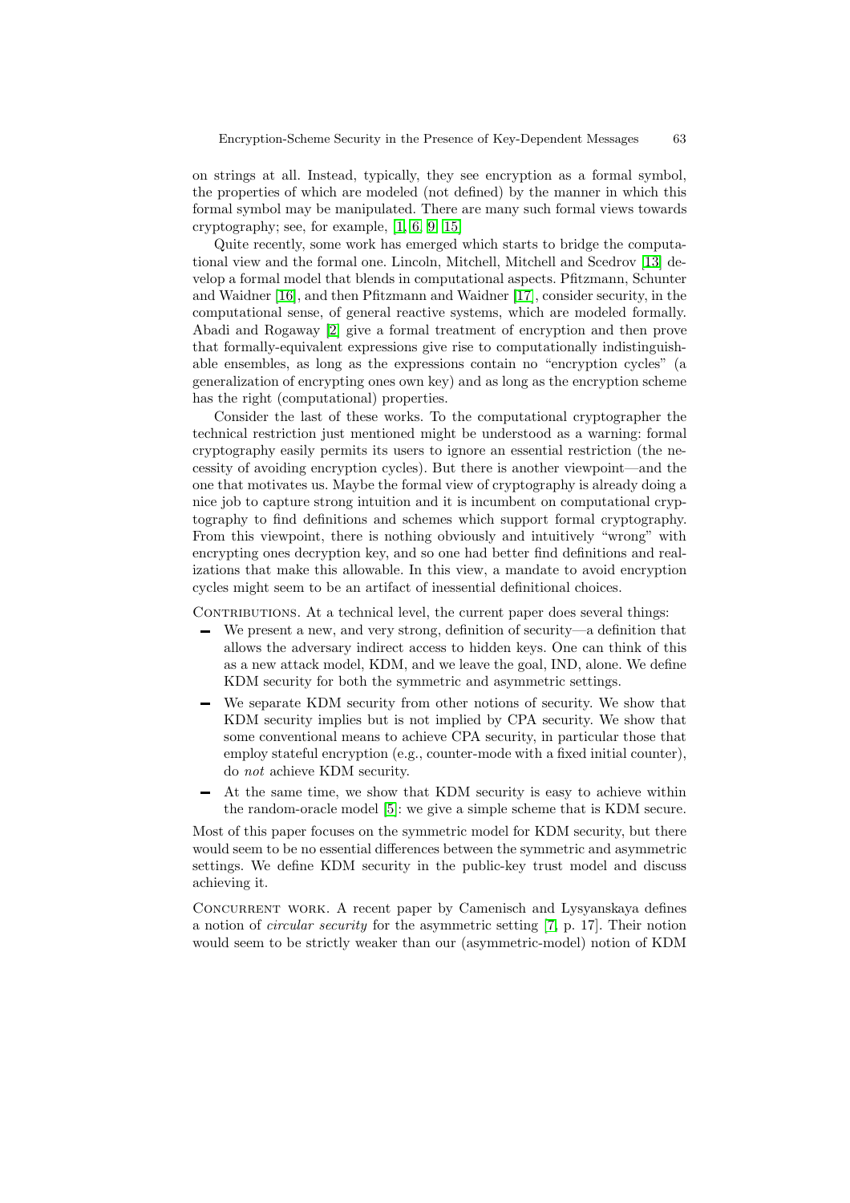on strings at all. Instead, typically, they see encryption as a formal symbol, the properties of which are modeled (not defined) by the manner in which this formal symbol may be manipulated. There are many such formal views towards cryptography; see, for example, [1, 6, 9, 15].

Quite recently, some work has emerged which starts to bridge the computational view and the formal one. Lincoln, Mitchell, Mitchell and Scedrov [13] develop a formal model that blends in computational aspects. Pfitzmann, Schunter and Waidner [16], and then Pfitzmann and Waidner [17], consider security, in the computational sense, of general reactive systems, which are modeled formally. Abadi and Rogaway [2] give a formal treatment of encryption and then prove that formally-equivalent expressions give rise to computationally indistinguishable ensembles, as long as the expressions contain no "encryption cycles" (a generalization of encrypting ones own key) and as long as the encryption scheme has the right (computational) properties.

Consider the last of these works. To the computational cryptographer the technical restriction just mentioned might be understood as a warning: formal cryptography easily permits its users to ignore an essential restriction (the necessity of avoiding encryption cycles). But there is another viewpoint—and the one that motivates us. Maybe the formal view of cryptography is already doing a nice job to capture strong intuition and it is incumbent on computational cryptography to find definitions and schemes which support formal cryptography. From this viewpoint, there is nothing obviously and intuitively "wrong" with encrypting ones decryption key, and so one had better find definitions and realizations that make this allowable. In this view, a mandate to avoid encryption cycles might seem to be an artifact of inessential definitional choices.

Contributions. At a technical level, the current paper does several things:

- We present a new, and very strong, definition of security—a definition that allows the adversary indirect access to hidden keys. One can think of this as a new attack model, KDM, and we leave the goal, IND, alone. We define KDM security for both the symmetric and asymmetric settings.
- We separate KDM security from other notions of security. We show that KDM security implies but is not implied by CPA security. We show that some conventional means to achieve CPA security, in particular those that employ stateful encryption (e.g., counter-mode with a fixed initial counter), do *not* achieve KDM security.
- At the same time, we show that KDM security is easy to achieve within the random-oracle model [5]: we give a simple scheme that is KDM secure.

Most of this paper focuses on the symmetric model for KDM security, but there would seem to be no essential differences between the symmetric and asymmetric settings. We define KDM security in the public-key trust model and discuss achieving it.

Concurrent work. A recent paper by Camenisch and Lysyanskaya defines a notion of *circular security* for the asymmetric setting [7, p. 17]. Their notion would seem to be strictly weaker than our (asymmetric-model) notion of KDM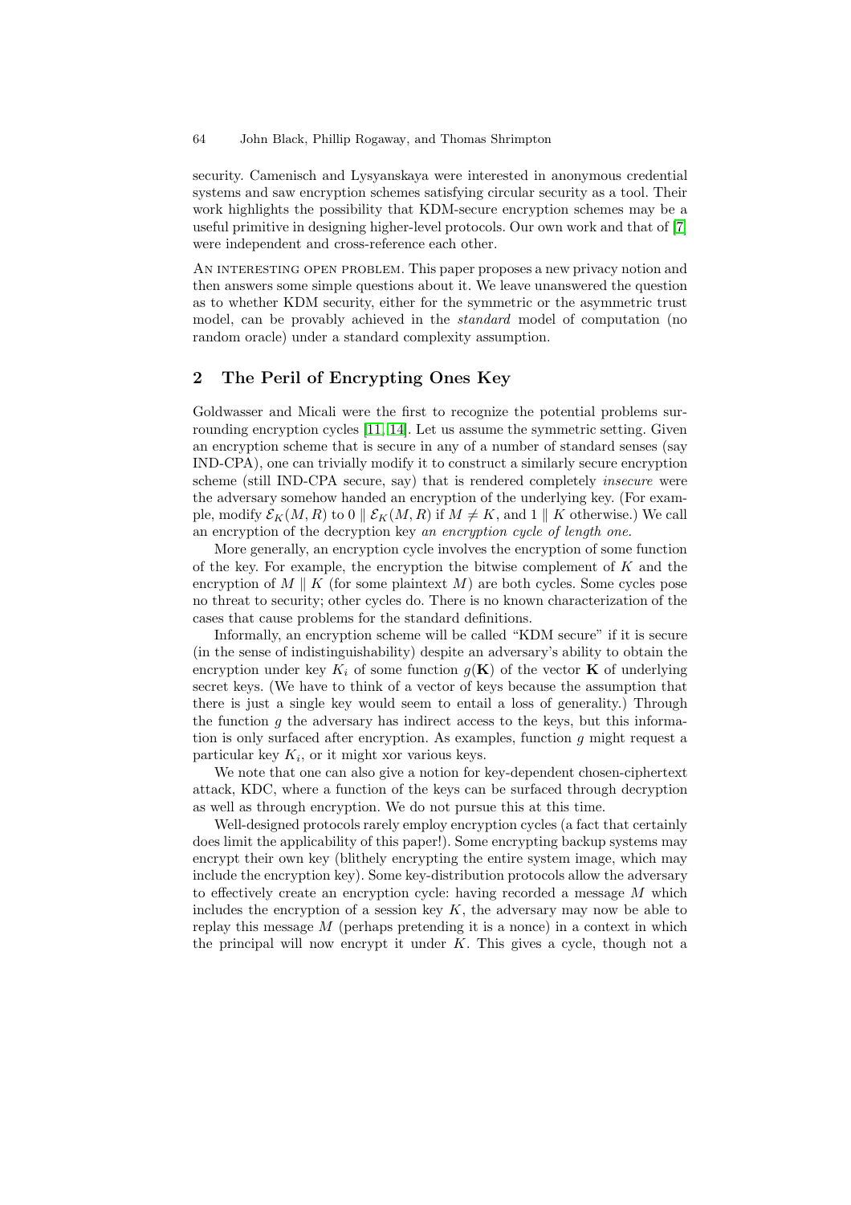security. Camenisch and Lysyanskaya were interested in anonymous credential systems and saw encryption schemes satisfying circular security as a tool. Their work highlights the possibility that KDM-secure encryption schemes may be a useful primitive in designing higher-level protocols. Our own work and that of [7] were independent and cross-reference each other.

An interesting open problem. This paper proposes a new privacy notion and then answers some simple questions about it. We leave unanswered the question as to whether KDM security, either for the symmetric or the asymmetric trust model, can be provably achieved in the *standard* model of computation (no random oracle) under a standard complexity assumption.

## 2 The Peril of Encrypting Ones Key

Goldwasser and Micali were the first to recognize the potential problems surrounding encryption cycles [11, 14]. Let us assume the symmetric setting. Given an encryption scheme that is secure in any of a number of standard senses (say IND-CPA), one can trivially modify it to construct a similarly secure encryption scheme (still IND-CPA secure, say) that is rendered completely *insecure* were the adversary somehow handed an encryption of the underlying key. (For example, modify $\mathcal{E}_K(M, R)$ to $0 \parallel \mathcal{E}_K(M, R)$ if $M \neq K$, and $1 \parallel K$ otherwise.) We call an encryption of the decryption key *an encryption cycle of length one*.

More generally, an encryption cycle involves the encryption of some function of the key. For example, the encryption the bitwise complement of $K$ and the encryption of $M \parallel K$ (for some plaintext $M$) are both cycles. Some cycles pose no threat to security; other cycles do. There is no known characterization of the cases that cause problems for the standard definitions.

Informally, an encryption scheme will be called "KDM secure" if it is secure (in the sense of indistinguishability) despite an adversary's ability to obtain the encryption under key $K_i$ of some function $g(\mathbf{K})$ of the vector $\mathbf{K}$ of underlying secret keys. (We have to think of a vector of keys because the assumption that there is just a single key would seem to entail a loss of generality.) Through the function $g$ the adversary has indirect access to the keys, but this information is only surfaced after encryption. As examples, function $g$ might request a particular key $K_i$, or it might xor various keys.

We note that one can also give a notion for key-dependent chosen-ciphertext attack, KDC, where a function of the keys can be surfaced through decryption as well as through encryption. We do not pursue this at this time.

Well-designed protocols rarely employ encryption cycles (a fact that certainly does limit the applicability of this paper!). Some encrypting backup systems may encrypt their own key (blithely encrypting the entire system image, which may include the encryption key). Some key-distribution protocols allow the adversary to effectively create an encryption cycle: having recorded a message $M$ which includes the encryption of a session key $K$, the adversary may now be able to replay this message $M$ (perhaps pretending it is a nonce) in a context in which the principal will now encrypt it under $K$. This gives a cycle, though not a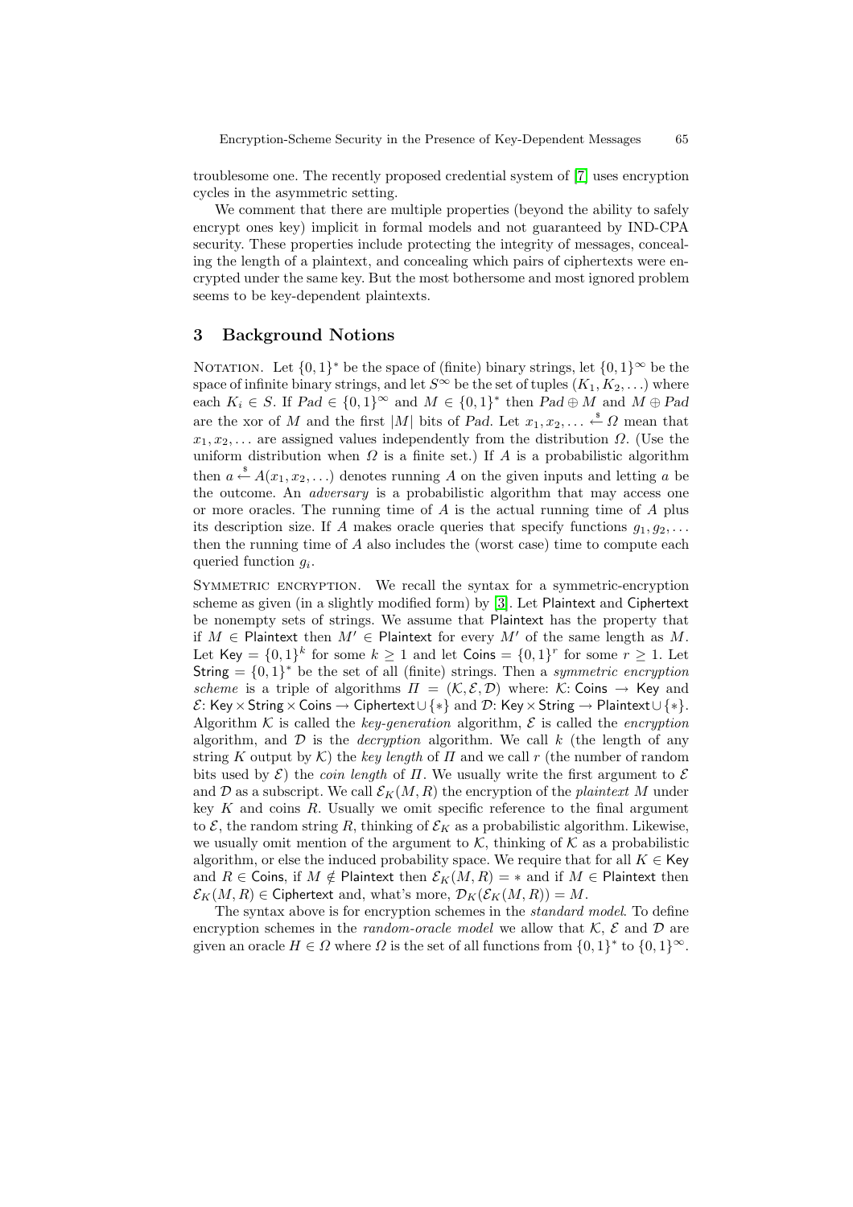troublesome one. The recently proposed credential system of [7] uses encryption cycles in the asymmetric setting.

We comment that there are multiple properties (beyond the ability to safely encrypt ones key) implicit in formal models and not guaranteed by IND-CPA security. These properties include protecting the integrity of messages, concealing the length of a plaintext, and concealing which pairs of ciphertexts were encrypted under the same key. But the most bothersome and most ignored problem seems to be key-dependent plaintexts.

## 3 Background Notions

NOTATION. Let $\{0,1\}^*$ be the space of (finite) binary strings, let $\{0,1\}^\infty$ be the space of infinite binary strings, and let $S^\infty$ be the set of tuples $(K_1, K_2, \ldots)$ where each $K_i \in S$. If $Pad \in \{0,1\}^\infty$ and $M \in \{0,1\}^*$ then $Pad \oplus M$ and $M \oplus Pad$ are the xor of $M$ and the first $|M|$ bits of $Pad$. Let $x_1, x_2, \ldots \xleftarrow{\$} \Omega$ mean that $x_1, x_2, \ldots$ are assigned values independently from the distribution $\Omega$. (Use the uniform distribution when $\Omega$ is a finite set.) If $A$ is a probabilistic algorithm then $a \xleftarrow{\$} A(x_1, x_2, \ldots)$ denotes running $A$ on the given inputs and letting $a$ be the outcome. An *adversary* is a probabilistic algorithm that may access one or more oracles. The running time of $A$ is the actual running time of $A$ plus its description size. If $A$ makes oracle queries that specify functions $g_1, g_2, \ldots$ then the running time of $A$ also includes the (worst case) time to compute each queried function $g_i$.

SYMMETRIC ENCRYPTION. We recall the syntax for a symmetric-encryption scheme as given (in a slightly modified form) by [3]. Let $\mathsf{Plaintext}$ and $\mathsf{Ciphertext}$ be nonempty sets of strings. We assume that $\mathsf{Plaintext}$ has the property that if $M \in \mathsf{Plaintext}$ then $M' \in \mathsf{Plaintext}$ for every $M'$ of the same length as $M$. Let $\mathsf{Key} = \{0,1\}^k$ for some $k \geq 1$ and let $\mathsf{Coins} = \{0,1\}^r$ for some $r \geq 1$. Let $\mathsf{String} = \{0,1\}^*$ be the set of all (finite) strings. Then a *symmetric encryption scheme* is a triple of algorithms $\Pi = (\mathcal{K}, \mathcal{E}, \mathcal{D})$ where: $\mathcal{K}$: $\mathsf{Coins} \to \mathsf{Key}$ and $\mathcal{E}$: $\mathsf{Key} \times \mathsf{String} \times \mathsf{Coins} \to \mathsf{Ciphertext} \cup \{*\}$ and $\mathcal{D}$: $\mathsf{Key} \times \mathsf{String} \to \mathsf{Plaintext} \cup \{*\}$. Algorithm $\mathcal{K}$ is called the *key-generation* algorithm, $\mathcal{E}$ is called the *encryption* algorithm, and $\mathcal{D}$ is the *decryption* algorithm. We call $k$ (the length of any string $K$ output by $\mathcal{K}$) the *key length* of $\Pi$ and we call $r$ (the number of random bits used by $\mathcal{E}$) the *coin length* of $\Pi$. We usually write the first argument to $\mathcal{E}$ and $\mathcal{D}$ as a subscript. We call $\mathcal{E}_K(M, R)$ the encryption of the *plaintext* $M$ under key $K$ and coins $R$. Usually we omit specific reference to the final argument to $\mathcal{E}$, the random string $R$, thinking of $\mathcal{E}_K$ as a probabilistic algorithm. Likewise, we usually omit mention of the argument to $\mathcal{K}$, thinking of $\mathcal{K}$ as a probabilistic algorithm, or else the induced probability space. We require that for all $K \in \mathsf{Key}$ and $R \in \mathsf{Coins}$, if $M \notin \mathsf{Plaintext}$ then $\mathcal{E}_K(M, R) = *$ and if $M \in \mathsf{Plaintext}$ then $\mathcal{E}_K(M, R) \in \mathsf{Ciphertext}$ and, what's more, $\mathcal{D}_K(\mathcal{E}_K(M, R)) = M$.

The syntax above is for encryption schemes in the *standard model*. To define encryption schemes in the *random-oracle model* we allow that $\mathcal{K}$, $\mathcal{E}$ and $\mathcal{D}$ are given an oracle $H \in \Omega$ where $\Omega$ is the set of all functions from $\{0,1\}^*$ to $\{0,1\}^\infty$.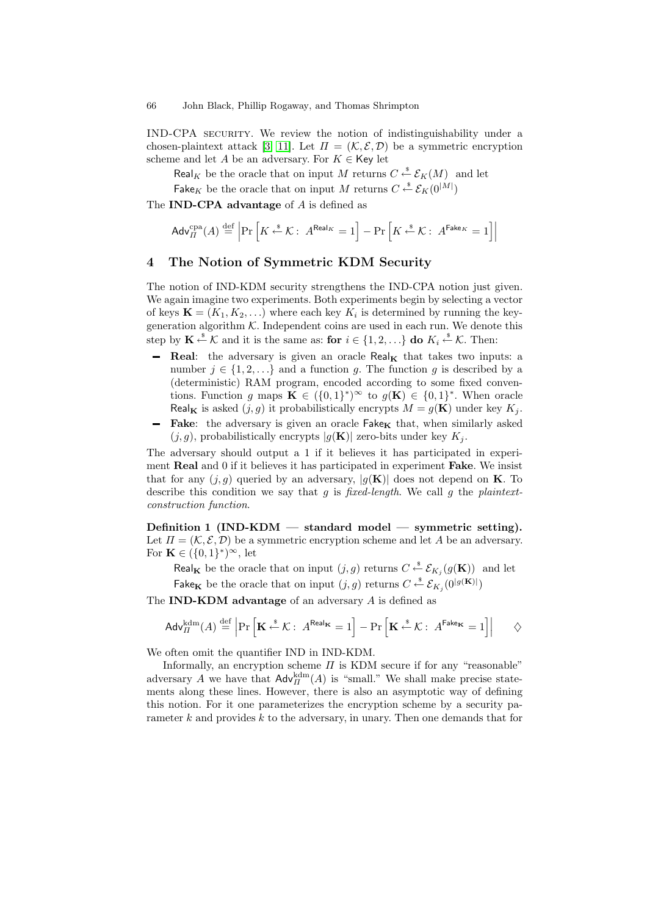IND-CPA SECURITY. We review the notion of indistinguishability under a chosen-plaintext attack [3, 11]. Let $\Pi = (\mathcal{K}, \mathcal{E}, \mathcal{D})$ be a symmetric encryption scheme and let $A$ be an adversary. For $K \in \mathsf{Key}$ let

$\mathsf{Real}_K$ be the oracle that on input $M$ returns $C \xleftarrow{\$} \mathcal{E}_K(M)$ and let

$\mathsf{Fake}_K$ be the oracle that on input $M$ returns $C \xleftarrow{\$} \mathcal{E}_K(0^{|M|})$

The **IND-CPA advantage** of $A$ is defined as

$$\mathsf{Adv}_{\Pi}^{\mathrm{cpa}}(A) \stackrel{\mathrm{def}}{=} \left| \Pr\left[K \xleftarrow{\$} \mathcal{K} :\ A^{\mathsf{Real}_K} = 1\right] - \Pr\left[K \xleftarrow{\$} \mathcal{K} :\ A^{\mathsf{Fake}_K} = 1\right] \right|$$

## 4 The Notion of Symmetric KDM Security

The notion of IND-KDM security strengthens the IND-CPA notion just given. We again imagine two experiments. Both experiments begin by selecting a vector of keys $\mathbf{K} = (K_1, K_2, \ldots)$ where each key $K_i$ is determined by running the key-generation algorithm $\mathcal{K}$. Independent coins are used in each run. We denote this step by $\mathbf{K} \xleftarrow{\$} \mathcal{K}$ and it is the same as: **for** $i \in \{1, 2, \ldots\}$ **do** $K_i \xleftarrow{\$} \mathcal{K}$. Then:

- **Real**: the adversary is given an oracle $\mathsf{Real}_{\mathbf{K}}$ that takes two inputs: a number $j \in \{1, 2, \ldots\}$ and a function $g$. The function $g$ is described by a (deterministic) RAM program, encoded according to some fixed conventions. Function $g$ maps $\mathbf{K} \in (\{0,1\}^*)^\infty$ to $g(\mathbf{K}) \in \{0,1\}^*$. When oracle $\mathsf{Real}_{\mathbf{K}}$ is asked $(j, g)$ it probabilistically encrypts $M = g(\mathbf{K})$ under key $K_j$.
- **Fake**: the adversary is given an oracle $\mathsf{Fake}_{\mathbf{K}}$ that, when similarly asked $(j, g)$, probabilistically encrypts $|g(\mathbf{K})|$ zero-bits under key $K_j$.

The adversary should output a 1 if it believes it has participated in experiment **Real** and 0 if it believes it has participated in experiment **Fake**. We insist that for any $(j, g)$ queried by an adversary, $|g(\mathbf{K})|$ does not depend on $\mathbf{K}$. To describe this condition we say that $g$ is *fixed-length*. We call $g$ the *plaintext-construction function*.

**Definition 1 (IND-KDM — standard model — symmetric setting).** Let $\Pi = (\mathcal{K}, \mathcal{E}, \mathcal{D})$ be a symmetric encryption scheme and let $A$ be an adversary. For $\mathbf{K} \in (\{0,1\}^*)^\infty$, let

$\mathsf{Real}_{\mathbf{K}}$ be the oracle that on input $(j, g)$ returns $C \xleftarrow{\$} \mathcal{E}_{K_j}(g(\mathbf{K}))$ and let

$\mathsf{Fake}_{\mathbf{K}}$ be the oracle that on input $(j, g)$ returns $C \xleftarrow{\$} \mathcal{E}_{K_j}(0^{|g(\mathbf{K})|})$

The **IND-KDM advantage** of an adversary $A$ is defined as

$$\mathsf{Adv}_{\Pi}^{\mathrm{kdm}}(A) \stackrel{\mathrm{def}}{=} \left| \Pr\left[\mathbf{K} \xleftarrow{\$} \mathcal{K} :\ A^{\mathsf{Real}_{\mathbf{K}}} = 1\right] - \Pr\left[\mathbf{K} \xleftarrow{\$} \mathcal{K} :\ A^{\mathsf{Fake}_{\mathbf{K}}} = 1\right] \right| \qquad \diamondsuit$$

We often omit the quantifier IND in IND-KDM.

Informally, an encryption scheme $\Pi$ is KDM secure if for any "reasonable" adversary $A$ we have that $\mathsf{Adv}_{\Pi}^{\mathrm{kdm}}(A)$ is "small." We shall make precise statements along these lines. However, there is also an asymptotic way of defining this notion. For it one parameterizes the encryption scheme by a security parameter $k$ and provides $k$ to the adversary, in unary. Then one demands that for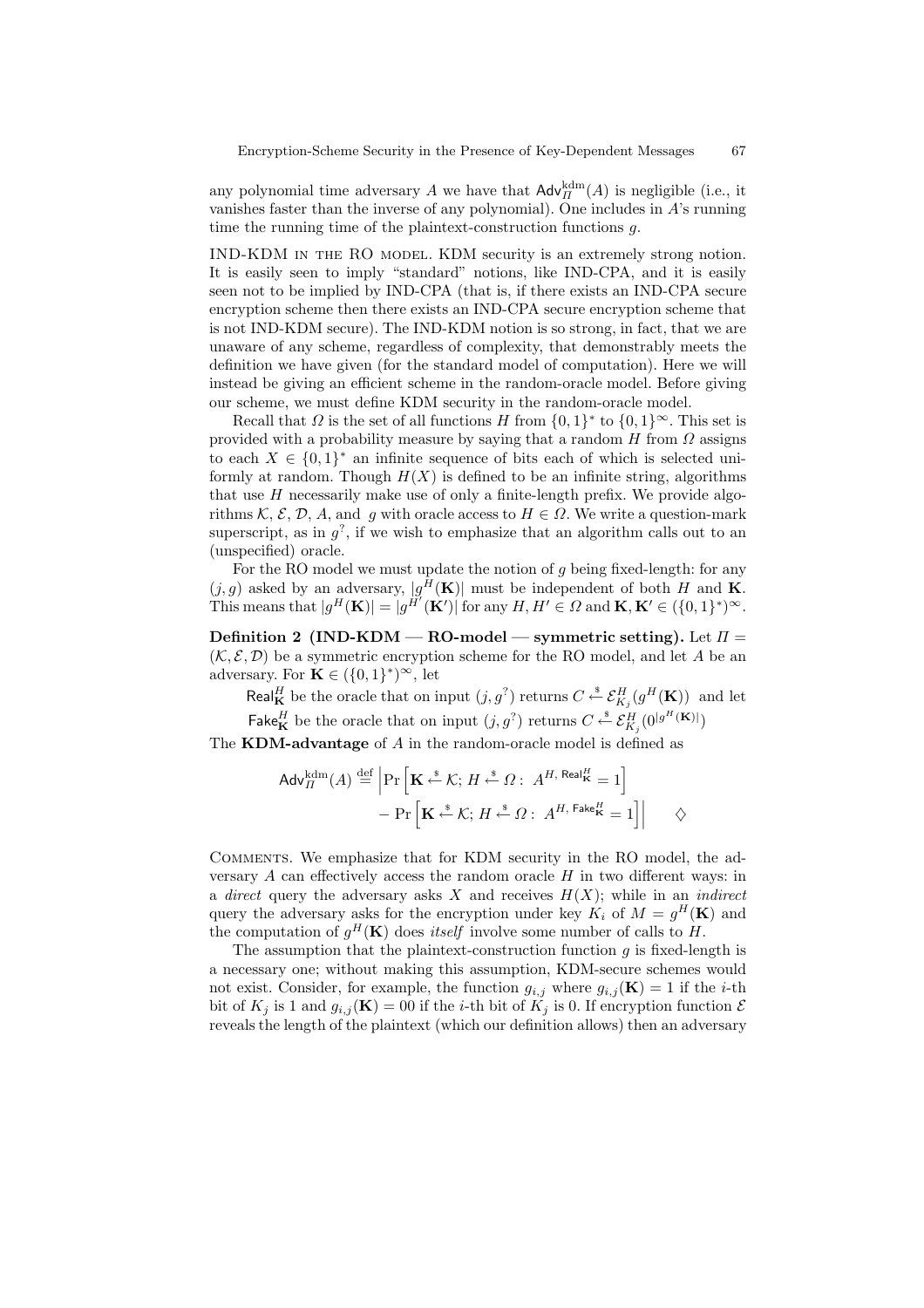any polynomial time adversary $A$ we have that $\mathsf{Adv}^{\mathrm{kdm}}_{\Pi}(A)$ is negligible (i.e., it vanishes faster than the inverse of any polynomial). One includes in $A$'s running time the running time of the plaintext-construction functions $g$.

IND-KDM IN THE RO MODEL. KDM security is an extremely strong notion. It is easily seen to imply "standard" notions, like IND-CPA, and it is easily seen not to be implied by IND-CPA (that is, if there exists an IND-CPA secure encryption scheme then there exists an IND-CPA secure encryption scheme that is not IND-KDM secure). The IND-KDM notion is so strong, in fact, that we are unaware of any scheme, regardless of complexity, that demonstrably meets the definition we have given (for the standard model of computation). Here we will instead be giving an efficient scheme in the random-oracle model. Before giving our scheme, we must define KDM security in the random-oracle model.

Recall that $\Omega$ is the set of all functions $H$ from $\{0,1\}^*$ to $\{0,1\}^\infty$. This set is provided with a probability measure by saying that a random $H$ from $\Omega$ assigns to each $X \in \{0,1\}^*$ an infinite sequence of bits each of which is selected uniformly at random. Though $H(X)$ is defined to be an infinite string, algorithms that use $H$ necessarily make use of only a finite-length prefix. We provide algorithms $\mathcal{K}$, $\mathcal{E}$, $\mathcal{D}$, $A$, and $g$ with oracle access to $H \in \Omega$. We write a question-mark superscript, as in $g^?$, if we wish to emphasize that an algorithm calls out to an (unspecified) oracle.

For the RO model we must update the notion of $g$ being fixed-length: for any $(j, g)$ asked by an adversary, $|g^H(\mathbf{K})|$ must be independent of both $H$ and $\mathbf{K}$. This means that $|g^H(\mathbf{K})| = |g^{H'}(\mathbf{K}')|$ for any $H, H' \in \Omega$ and $\mathbf{K}, \mathbf{K}' \in (\{0,1\}^*)^\infty$.

**Definition 2 (IND-KDM — RO-model — symmetric setting).** Let $\Pi = (\mathcal{K}, \mathcal{E}, \mathcal{D})$ be a symmetric encryption scheme for the RO model, and let $A$ be an adversary. For $\mathbf{K} \in (\{0,1\}^*)^\infty$, let

$\mathsf{Real}^H_{\mathbf{K}}$ be the oracle that on input $(j, g^?)$ returns $C \xleftarrow{\$} \mathcal{E}^H_{K_j}(g^H(\mathbf{K}))$ and let

$\mathsf{Fake}^H_{\mathbf{K}}$ be the oracle that on input $(j, g^?)$ returns $C \xleftarrow{\$} \mathcal{E}^H_{K_j}(0^{|g^H(\mathbf{K})|})$

The **KDM-advantage** of $A$ in the random-oracle model is defined as

$$\mathsf{Adv}^{\mathrm{kdm}}_{\Pi}(A) \stackrel{\mathrm{def}}{=} \Big|\Pr\Big[\mathbf{K} \xleftarrow{\$} \mathcal{K};\, H \xleftarrow{\$} \Omega :\ A^{H,\, \mathsf{Real}^H_{\mathbf{K}}} = 1\Big] - \Pr\Big[\mathbf{K} \xleftarrow{\$} \mathcal{K};\, H \xleftarrow{\$} \Omega :\ A^{H,\, \mathsf{Fake}^H_{\mathbf{K}}} = 1\Big]\Big| \qquad \diamondsuit$$

COMMENTS. We emphasize that for KDM security in the RO model, the adversary $A$ can effectively access the random oracle $H$ in two different ways: in a *direct* query the adversary asks $X$ and receives $H(X)$; while in an *indirect* query the adversary asks for the encryption under key $K_i$ of $M = g^H(\mathbf{K})$ and the computation of $g^H(\mathbf{K})$ does *itself* involve some number of calls to $H$.

The assumption that the plaintext-construction function $g$ is fixed-length is a necessary one; without making this assumption, KDM-secure schemes would not exist. Consider, for example, the function $g_{i,j}$ where $g_{i,j}(\mathbf{K}) = 1$ if the $i$-th bit of $K_j$ is 1 and $g_{i,j}(\mathbf{K}) = 00$ if the $i$-th bit of $K_j$ is 0. If encryption function $\mathcal{E}$ reveals the length of the plaintext (which our definition allows) then an adversary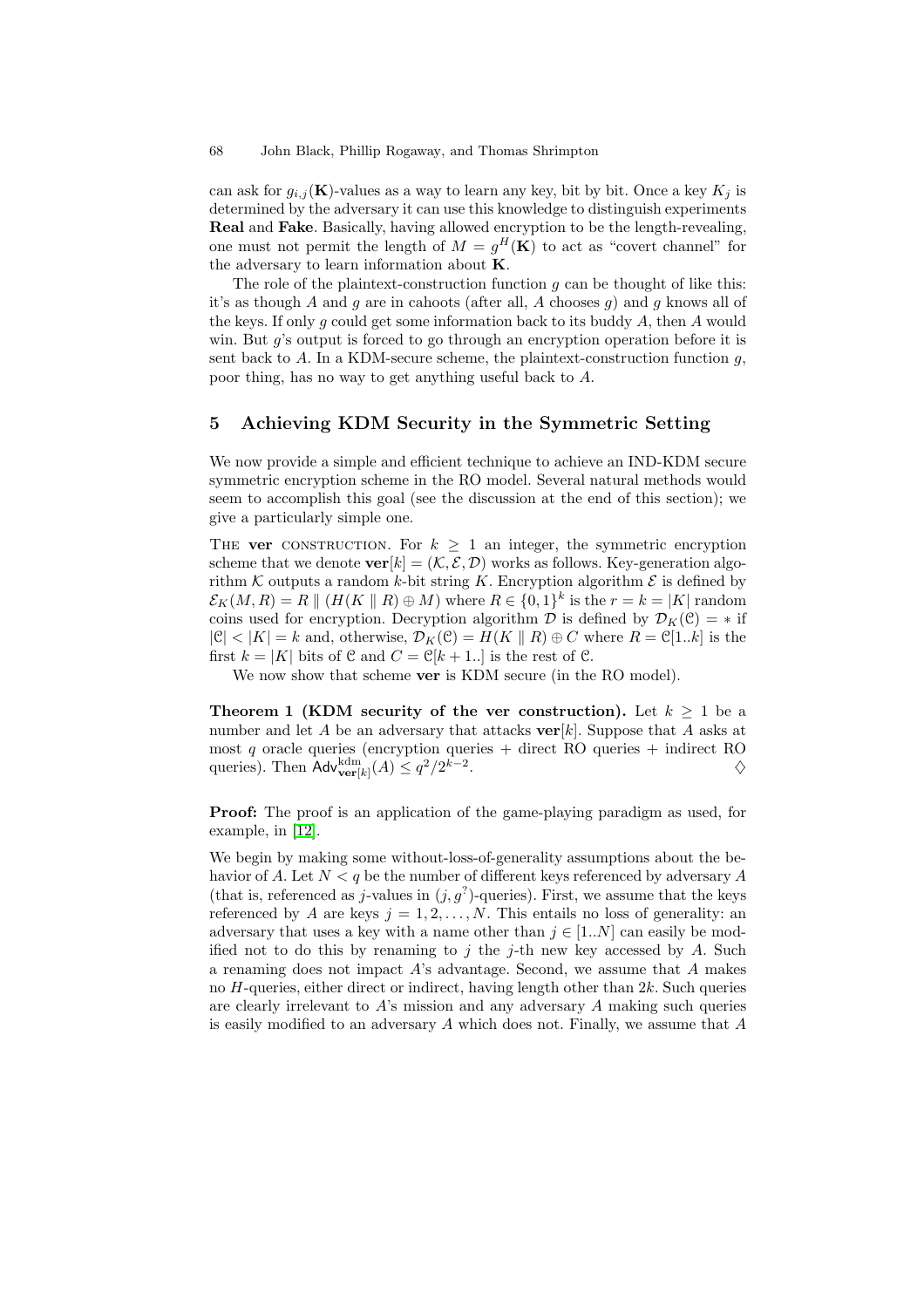can ask for $g_{i,j}(\mathbf{K})$-values as a way to learn any key, bit by bit. Once a key $K_j$ is determined by the adversary it can use this knowledge to distinguish experiments **Real** and **Fake**. Basically, having allowed encryption to be the length-revealing, one must not permit the length of $M = g^H(\mathbf{K})$ to act as "covert channel" for the adversary to learn information about $\mathbf{K}$.

The role of the plaintext-construction function $g$ can be thought of like this: it's as though $A$ and $g$ are in cahoots (after all, $A$ chooses $g$) and $g$ knows all of the keys. If only $g$ could get some information back to its buddy $A$, then $A$ would win. But $g$'s output is forced to go through an encryption operation before it is sent back to $A$. In a KDM-secure scheme, the plaintext-construction function $g$, poor thing, has no way to get anything useful back to $A$.

## 5 Achieving KDM Security in the Symmetric Setting

We now provide a simple and efficient technique to achieve an IND-KDM secure symmetric encryption scheme in the RO model. Several natural methods would seem to accomplish this goal (see the discussion at the end of this section); we give a particularly simple one.

THE **ver** CONSTRUCTION. For $k \geq 1$ an integer, the symmetric encryption scheme that we denote $\mathbf{ver}[k] = (\mathcal{K}, \mathcal{E}, \mathcal{D})$ works as follows. Key-generation algorithm $\mathcal{K}$ outputs a random $k$-bit string $K$. Encryption algorithm $\mathcal{E}$ is defined by $\mathcal{E}_K(M, R) = R \,\|\, (H(K \,\|\, R) \oplus M)$ where $R \in \{0,1\}^k$ is the $r = k = |K|$ random coins used for encryption. Decryption algorithm $\mathcal{D}$ is defined by $\mathcal{D}_K(\mathcal{C}) = *$ if $|\mathcal{C}| < |K| = k$ and, otherwise, $\mathcal{D}_K(\mathcal{C}) = H(K \,\|\, R) \oplus C$ where $R = \mathcal{C}[1..k]$ is the first $k = |K|$ bits of $\mathcal{C}$ and $C = \mathcal{C}[k+1..]$ is the rest of $\mathcal{C}$.

We now show that scheme **ver** is KDM secure (in the RO model).

**Theorem 1 (KDM security of the ver construction).** Let $k \geq 1$ be a number and let $A$ be an adversary that attacks $\mathbf{ver}[k]$. Suppose that $A$ asks at most $q$ oracle queries (encryption queries + direct RO queries + indirect RO queries). Then $\mathsf{Adv}^{\mathrm{kdm}}_{\mathbf{ver}[k]}(A) \leq q^2/2^{k-2}$. $\diamondsuit$

**Proof:** The proof is an application of the game-playing paradigm as used, for example, in [12].

We begin by making some without-loss-of-generality assumptions about the behavior of $A$. Let $N < q$ be the number of different keys referenced by adversary $A$ (that is, referenced as $j$-values in $(j, g^?)$-queries). First, we assume that the keys referenced by $A$ are keys $j = 1, 2, \ldots, N$. This entails no loss of generality: an adversary that uses a key with a name other than $j \in [1..N]$ can easily be modified not to do this by renaming to $j$ the $j$-th new key accessed by $A$. Such a renaming does not impact $A$'s advantage. Second, we assume that $A$ makes no $H$-queries, either direct or indirect, having length other than $2k$. Such queries are clearly irrelevant to $A$'s mission and any adversary $A$ making such queries is easily modified to an adversary $A$ which does not. Finally, we assume that $A$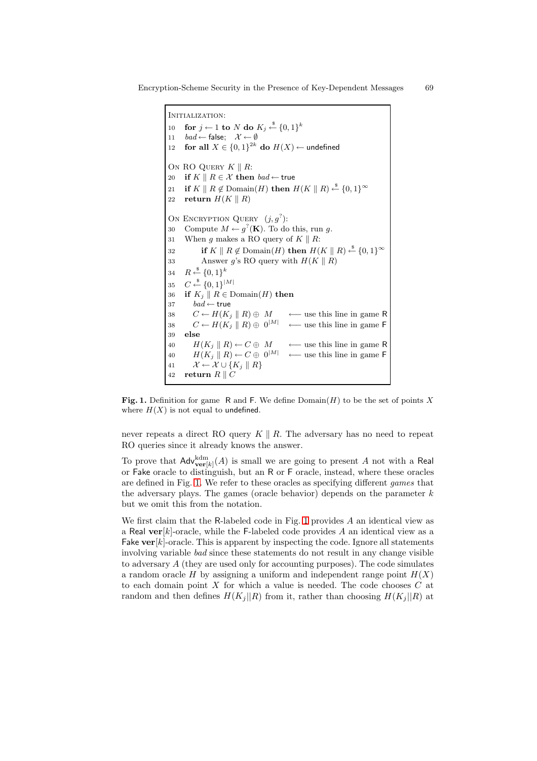```
INITIALIZATION:
10   for j ← 1 to N do K_j ←$ {0,1}^k
11   bad ← false;  𝒳 ← ∅
12   for all X ∈ {0,1}^{2k} do H(X) ← undefined

ON RO QUERY K ‖ R:
20   if K ‖ R ∈ 𝒳 then bad ← true
21   if K ‖ R ∉ Domain(H) then H(K ‖ R) ←$ {0,1}^∞
22   return H(K ‖ R)

ON ENCRYPTION QUERY (j, g^?):
30   Compute M ← g^?(K). To do this, run g.
31   When g makes a RO query of K ‖ R:
32        if K ‖ R ∉ Domain(H) then H(K ‖ R) ←$ {0,1}^∞
33        Answer g's RO query with H(K ‖ R)
34   R ←$ {0,1}^k
35   C ←$ {0,1}^{|M|}
36   if K_j ‖ R ∈ Domain(H) then
37      bad ← true
38      C ← H(K_j ‖ R) ⊕ M          ⟵ use this line in game R
38      C ← H(K_j ‖ R) ⊕ 0^{|M|}    ⟵ use this line in game F
39   else
40      H(K_j ‖ R) ← C ⊕ M          ⟵ use this line in game R
40      H(K_j ‖ R) ← C ⊕ 0^{|M|}    ⟵ use this line in game F
41      𝒳 ← 𝒳 ∪ {K_j ‖ R}
42   return R ‖ C
```

**Fig. 1.** Definition for game R and F. We define Domain$(H)$ to be the set of points $X$ where $H(X)$ is not equal to undefined.

never repeats a direct RO query $K \| R$. The adversary has no need to repeat RO queries since it already knows the answer.

To prove that $\mathsf{Adv}^{\mathrm{kdm}}_{\mathbf{ver}[k]}(A)$ is small we are going to present $A$ not with a Real or Fake oracle to distinguish, but an R or F oracle, instead, where these oracles are defined in Fig. 1. We refer to these oracles as specifying different *games* that the adversary plays. The games (oracle behavior) depends on the parameter $k$ but we omit this from the notation.

We first claim that the R-labeled code in Fig. 1 provides $A$ an identical view as a Real $\mathbf{ver}[k]$-oracle, while the F-labeled code provides $A$ an identical view as a Fake $\mathbf{ver}[k]$-oracle. This is apparent by inspecting the code. Ignore all statements involving variable *bad* since these statements do not result in any change visible to adversary $A$ (they are used only for accounting purposes). The code simulates a random oracle $H$ by assigning a uniform and independent range point $H(X)$ to each domain point $X$ for which a value is needed. The code chooses $C$ at random and then defines $H(K_j||R)$ from it, rather than choosing $H(K_j||R)$ at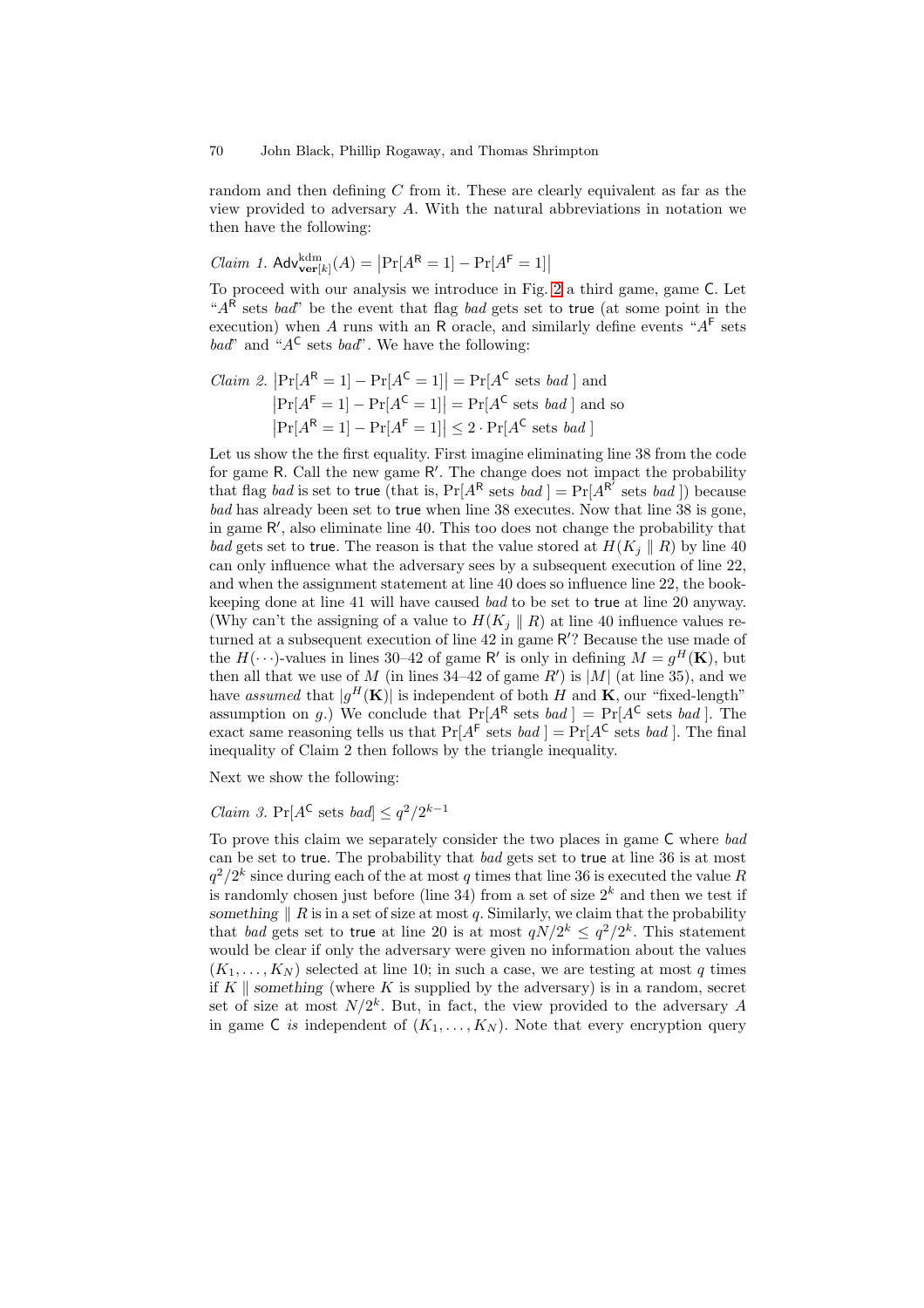random and then defining $C$ from it. These are clearly equivalent as far as the view provided to adversary $A$. With the natural abbreviations in notation we then have the following:

*Claim 1.* $\mathsf{Adv}^{\mathrm{kdm}}_{\mathbf{ver}[k]}(A) = \left|\Pr[A^{\mathsf{R}} = 1] - \Pr[A^{\mathsf{F}} = 1]\right|$

To proceed with our analysis we introduce in Fig. 2 a third game, game $\mathsf{C}$. Let "$A^{\mathsf{R}}$ sets *bad*" be the event that flag *bad* gets set to true (at some point in the execution) when $A$ runs with an $\mathsf{R}$ oracle, and similarly define events "$A^{\mathsf{F}}$ sets *bad*" and "$A^{\mathsf{C}}$ sets *bad*". We have the following:

*Claim 2.* $\left|\Pr[A^{\mathsf{R}} = 1] - \Pr[A^{\mathsf{C}} = 1]\right| = \Pr[A^{\mathsf{C}} \text{ sets } bad\,]$ and
$\left|\Pr[A^{\mathsf{F}} = 1] - \Pr[A^{\mathsf{C}} = 1]\right| = \Pr[A^{\mathsf{C}} \text{ sets } bad\,]$ and so
$\left|\Pr[A^{\mathsf{R}} = 1] - \Pr[A^{\mathsf{F}} = 1]\right| \le 2 \cdot \Pr[A^{\mathsf{C}} \text{ sets } bad\,]$

Let us show the the first equality. First imagine eliminating line 38 from the code for game $\mathsf{R}$. Call the new game $\mathsf{R}'$. The change does not impact the probability that flag *bad* is set to true (that is, $\Pr[A^{\mathsf{R}} \text{ sets } bad\,] = \Pr[A^{\mathsf{R}'} \text{ sets } bad\,]$) because *bad* has already been set to true when line 38 executes. Now that line 38 is gone, in game $\mathsf{R}'$, also eliminate line 40. This too does not change the probability that *bad* gets set to true. The reason is that the value stored at $H(K_j \parallel R)$ by line 40 can only influence what the adversary sees by a subsequent execution of line 22, and when the assignment statement at line 40 does so influence line 22, the bookkeeping done at line 41 will have caused *bad* to be set to true at line 20 anyway. (Why can't the assigning of a value to $H(K_j \parallel R)$ at line 40 influence values returned at a subsequent execution of line 42 in game $\mathsf{R}'$? Because the use made of the $H(\cdots)$-values in lines 30–42 of game $\mathsf{R}'$ is only in defining $M = g^H(\mathbf{K})$, but then all that we use of $M$ (in lines 34–42 of game $R'$) is $|M|$ (at line 35), and we have *assumed* that $|g^H(\mathbf{K})|$ is independent of both $H$ and $\mathbf{K}$, our "fixed-length" assumption on $g$.) We conclude that $\Pr[A^{\mathsf{R}} \text{ sets } bad\,] = \Pr[A^{\mathsf{C}} \text{ sets } bad\,]$. The exact same reasoning tells us that $\Pr[A^{\mathsf{F}} \text{ sets } bad\,] = \Pr[A^{\mathsf{C}} \text{ sets } bad\,]$. The final inequality of Claim 2 then follows by the triangle inequality.

Next we show the following:

*Claim 3.* $\Pr[A^{\mathsf{C}} \text{ sets } bad] \le q^2/2^{k-1}$

To prove this claim we separately consider the two places in game $\mathsf{C}$ where *bad* can be set to true. The probability that *bad* gets set to true at line 36 is at most $q^2/2^k$ since during each of the at most $q$ times that line 36 is executed the value $R$ is randomly chosen just before (line 34) from a set of size $2^k$ and then we test if *something* $\parallel R$ is in a set of size at most $q$. Similarly, we claim that the probability that *bad* gets set to true at line 20 is at most $qN/2^k \le q^2/2^k$. This statement would be clear if only the adversary were given no information about the values $(K_1, \ldots, K_N)$ selected at line 10; in such a case, we are testing at most $q$ times if $K \parallel$ *something* (where $K$ is supplied by the adversary) is in a random, secret set of size at most $N/2^k$. But, in fact, the view provided to the adversary $A$ in game $\mathsf{C}$ *is* independent of $(K_1, \ldots, K_N)$. Note that every encryption query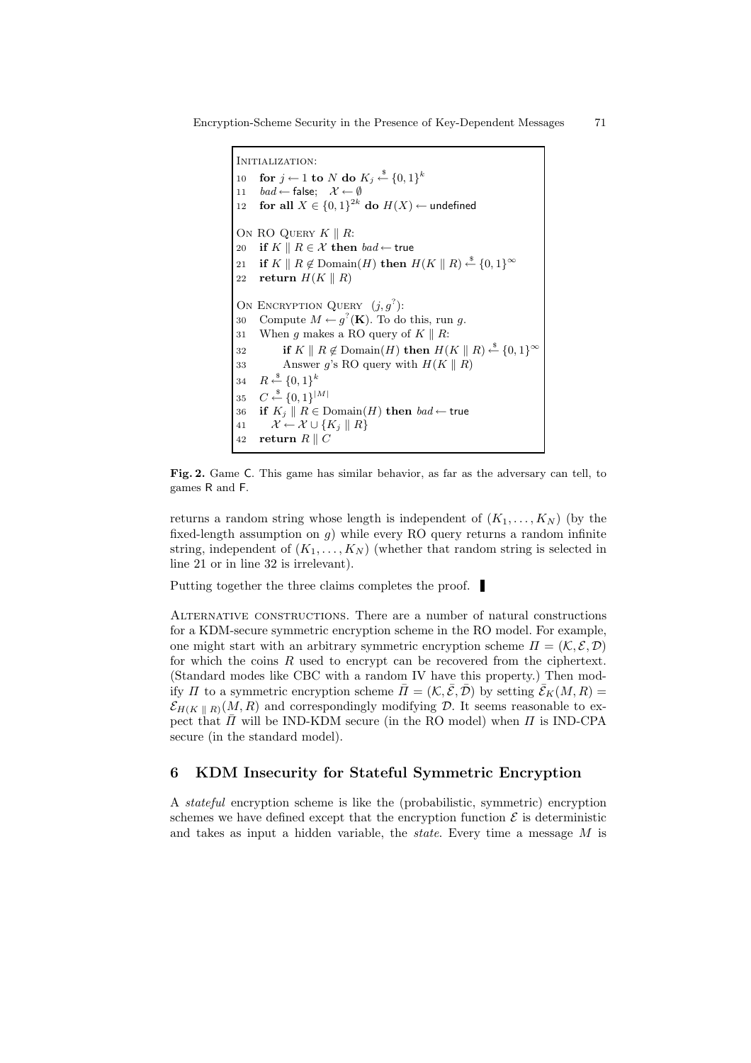```
INITIALIZATION:
10   for j ← 1 to N do K_j ←$ {0,1}^k
11   bad ← false;   X ← ∅
12   for all X ∈ {0,1}^{2k} do H(X) ← undefined

ON RO QUERY K ‖ R:
20   if K ‖ R ∈ X then bad ← true
21   if K ‖ R ∉ Domain(H) then H(K ‖ R) ←$ {0,1}^∞
22   return H(K ‖ R)

ON ENCRYPTION QUERY (j, g^?):
30   Compute M ← g^?(K). To do this, run g.
31   When g makes a RO query of K ‖ R:
32        if K ‖ R ∉ Domain(H) then H(K ‖ R) ←$ {0,1}^∞
33        Answer g's RO query with H(K ‖ R)
34   R ←$ {0,1}^k
35   C ←$ {0,1}^{|M|}
36   if K_j ‖ R ∈ Domain(H) then bad ← true
41      X ← X ∪ {K_j ‖ R}
42   return R ‖ C
```

**Fig. 2.** Game C. This game has similar behavior, as far as the adversary can tell, to games R and F.

returns a random string whose length is independent of $(K_1, \ldots, K_N)$ (by the fixed-length assumption on $g$) while every RO query returns a random infinite string, independent of $(K_1, \ldots, K_N)$ (whether that random string is selected in line 21 or in line 32 is irrelevant).

Putting together the three claims completes the proof. ∎

ALTERNATIVE CONSTRUCTIONS. There are a number of natural constructions for a KDM-secure symmetric encryption scheme in the RO model. For example, one might start with an arbitrary symmetric encryption scheme $\Pi = (\mathcal{K}, \mathcal{E}, \mathcal{D})$ for which the coins $R$ used to encrypt can be recovered from the ciphertext. (Standard modes like CBC with a random IV have this property.) Then modify $\Pi$ to a symmetric encryption scheme $\bar{\Pi} = (\mathcal{K}, \bar{\mathcal{E}}, \bar{\mathcal{D}})$ by setting $\bar{\mathcal{E}}_K(M, R) = \mathcal{E}_{H(K \,\|\, R)}(M, R)$ and correspondingly modifying $\mathcal{D}$. It seems reasonable to expect that $\bar{\Pi}$ will be IND-KDM secure (in the RO model) when $\Pi$ is IND-CPA secure (in the standard model).

## 6 KDM Insecurity for Stateful Symmetric Encryption

A *stateful* encryption scheme is like the (probabilistic, symmetric) encryption schemes we have defined except that the encryption function $\mathcal{E}$ is deterministic and takes as input a hidden variable, the *state*. Every time a message $M$ is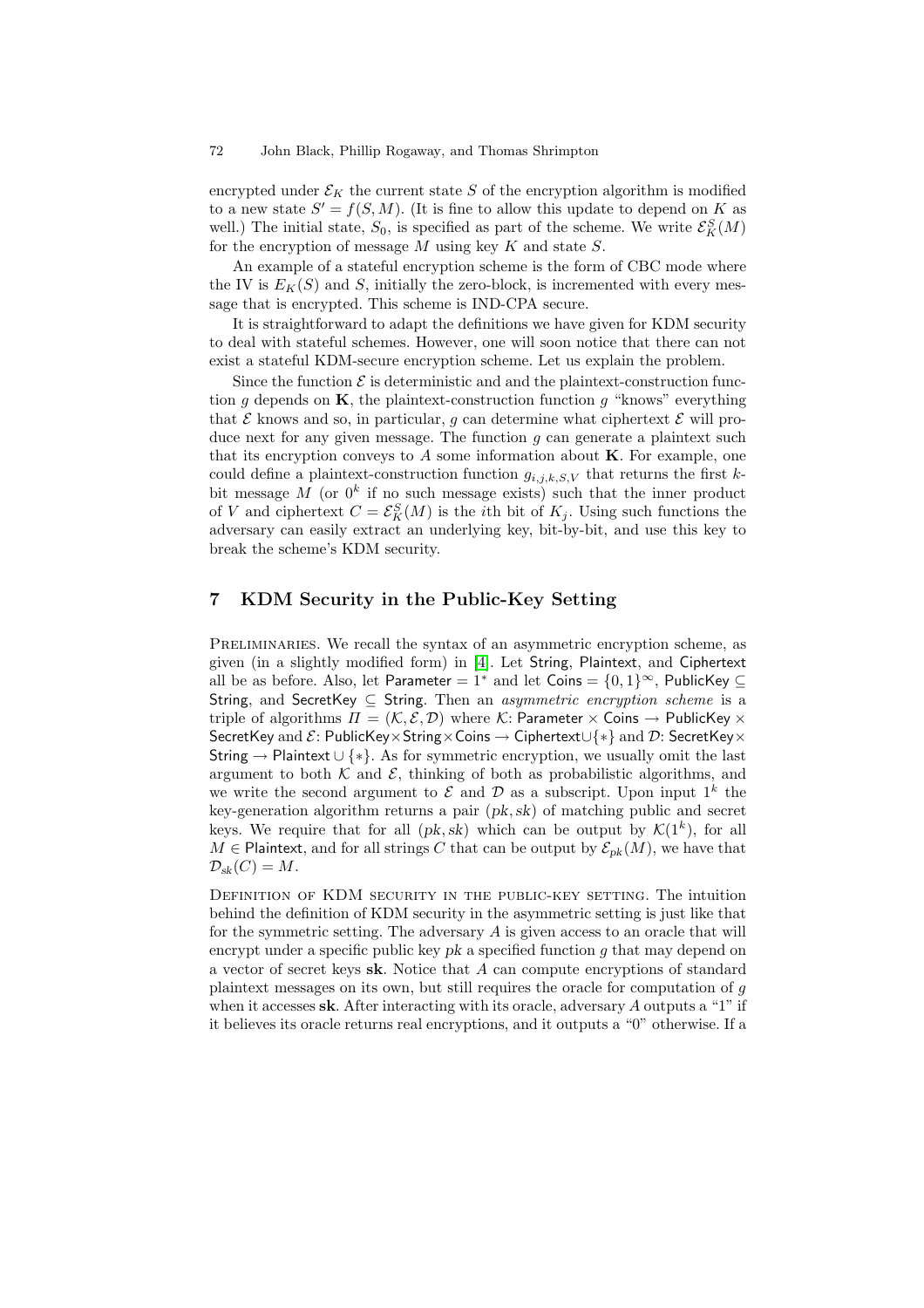encrypted under $\mathcal{E}_K$ the current state $S$ of the encryption algorithm is modified to a new state $S' = f(S, M)$. (It is fine to allow this update to depend on $K$ as well.) The initial state, $S_0$, is specified as part of the scheme. We write $\mathcal{E}_K^S(M)$ for the encryption of message $M$ using key $K$ and state $S$.

An example of a stateful encryption scheme is the form of CBC mode where the IV is $E_K(S)$ and $S$, initially the zero-block, is incremented with every message that is encrypted. This scheme is IND-CPA secure.

It is straightforward to adapt the definitions we have given for KDM security to deal with stateful schemes. However, one will soon notice that there can not exist a stateful KDM-secure encryption scheme. Let us explain the problem.

Since the function $\mathcal{E}$ is deterministic and and the plaintext-construction function $g$ depends on $\mathbf{K}$, the plaintext-construction function $g$ "knows" everything that $\mathcal{E}$ knows and so, in particular, $g$ can determine what ciphertext $\mathcal{E}$ will produce next for any given message. The function $g$ can generate a plaintext such that its encryption conveys to $A$ some information about $\mathbf{K}$. For example, one could define a plaintext-construction function $g_{i,j,k,S,V}$ that returns the first $k$-bit message $M$ (or $0^k$ if no such message exists) such that the inner product of $V$ and ciphertext $C = \mathcal{E}_K^S(M)$ is the $i$th bit of $K_j$. Using such functions the adversary can easily extract an underlying key, bit-by-bit, and use this key to break the scheme's KDM security.

## 7 KDM Security in the Public-Key Setting

PRELIMINARIES. We recall the syntax of an asymmetric encryption scheme, as given (in a slightly modified form) in [4]. Let String, Plaintext, and Ciphertext all be as before. Also, let Parameter $= 1^*$ and let Coins $= \{0,1\}^\infty$, PublicKey $\subseteq$ String, and SecretKey $\subseteq$ String. Then an *asymmetric encryption scheme* is a triple of algorithms $\Pi = (\mathcal{K}, \mathcal{E}, \mathcal{D})$ where $\mathcal{K}$: Parameter $\times$ Coins $\rightarrow$ PublicKey $\times$ SecretKey and $\mathcal{E}$: PublicKey $\times$ String $\times$ Coins $\rightarrow$ Ciphertext $\cup \{*\}$ and $\mathcal{D}$: SecretKey $\times$ String $\rightarrow$ Plaintext $\cup \{*\}$. As for symmetric encryption, we usually omit the last argument to both $\mathcal{K}$ and $\mathcal{E}$, thinking of both as probabilistic algorithms, and we write the second argument to $\mathcal{E}$ and $\mathcal{D}$ as a subscript. Upon input $1^k$ the key-generation algorithm returns a pair $(pk, sk)$ of matching public and secret keys. We require that for all $(pk, sk)$ which can be output by $\mathcal{K}(1^k)$, for all $M \in$ Plaintext, and for all strings $C$ that can be output by $\mathcal{E}_{pk}(M)$, we have that $\mathcal{D}_{sk}(C) = M$.

DEFINITION OF KDM SECURITY IN THE PUBLIC-KEY SETTING. The intuition behind the definition of KDM security in the asymmetric setting is just like that for the symmetric setting. The adversary $A$ is given access to an oracle that will encrypt under a specific public key $pk$ a specified function $g$ that may depend on a vector of secret keys $\mathbf{sk}$. Notice that $A$ can compute encryptions of standard plaintext messages on its own, but still requires the oracle for computation of $g$ when it accesses $\mathbf{sk}$. After interacting with its oracle, adversary $A$ outputs a "1" if it believes its oracle returns real encryptions, and it outputs a "0" otherwise. If a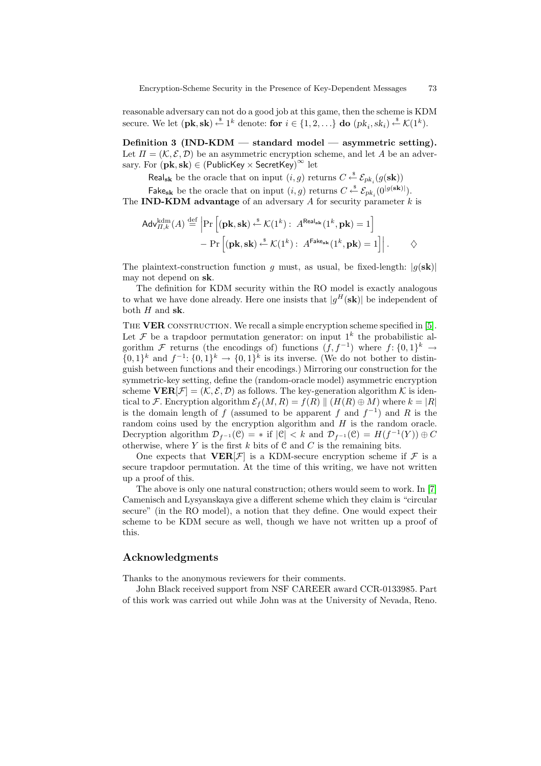reasonable adversary can not do a good job at this game, then the scheme is KDM secure. We let $(\mathbf{pk}, \mathbf{sk}) \xleftarrow{\$} 1^k$ denote: **for** $i \in \{1, 2, \ldots\}$ **do** $(pk_i, sk_i) \xleftarrow{\$} \mathcal{K}(1^k)$.

**Definition 3 (IND-KDM — standard model — asymmetric setting).** Let $\Pi = (\mathcal{K}, \mathcal{E}, \mathcal{D})$ be an asymmetric encryption scheme, and let $A$ be an adversary. For $(\mathbf{pk}, \mathbf{sk}) \in (\mathsf{PublicKey} \times \mathsf{SecretKey})^\infty$ let

$\mathsf{Real}_{\mathbf{sk}}$ be the oracle that on input $(i, g)$ returns $C \xleftarrow{\$} \mathcal{E}_{pk_i}(g(\mathbf{sk}))$

$\mathsf{Fake}_{\mathbf{sk}}$ be the oracle that on input $(i, g)$ returns $C \xleftarrow{\$} \mathcal{E}_{pk_i}(0^{|g(\mathbf{sk})|})$.

The **IND-KDM advantage** of an adversary $A$ for security parameter $k$ is

$$\mathsf{Adv}^{\mathrm{kdm}}_{\Pi,k}(A) \stackrel{\mathrm{def}}{=} \Big| \Pr\Big[(\mathbf{pk}, \mathbf{sk}) \xleftarrow{\$} \mathcal{K}(1^k) :\ A^{\mathsf{Real}_{\mathbf{sk}}}(1^k, \mathbf{pk}) = 1\Big] - \Pr\Big[(\mathbf{pk}, \mathbf{sk}) \xleftarrow{\$} \mathcal{K}(1^k) :\ A^{\mathsf{Fake}_{\mathbf{sk}}}(1^k, \mathbf{pk}) = 1\Big] \Big| . \qquad \diamondsuit$$

The plaintext-construction function $g$ must, as usual, be fixed-length: $|g(\mathbf{sk})|$ may not depend on $\mathbf{sk}$.

The definition for KDM security within the RO model is exactly analogous to what we have done already. Here one insists that $|g^H(\mathbf{sk})|$ be independent of both $H$ and $\mathbf{sk}$.

THE **VER** CONSTRUCTION. We recall a simple encryption scheme specified in [5]. Let $\mathcal{F}$ be a trapdoor permutation generator: on input $1^k$ the probabilistic algorithm $\mathcal{F}$ returns (the encodings of) functions $(f, f^{-1})$ where $f\colon \{0,1\}^k \to \{0,1\}^k$ and $f^{-1}\colon \{0,1\}^k \to \{0,1\}^k$ is its inverse. (We do not bother to distinguish between functions and their encodings.) Mirroring our construction for the symmetric-key setting, define the (random-oracle model) asymmetric encryption scheme $\mathbf{VER}[\mathcal{F}] = (\mathcal{K}, \mathcal{E}, \mathcal{D})$ as follows. The key-generation algorithm $\mathcal{K}$ is identical to $\mathcal{F}$. Encryption algorithm $\mathcal{E}_f(M, R) = f(R) \parallel (H(R) \oplus M)$ where $k = |R|$ is the domain length of $f$ (assumed to be apparent $f$ and $f^{-1}$) and $R$ is the random coins used by the encryption algorithm and $H$ is the random oracle. Decryption algorithm $\mathcal{D}_{f^{-1}}(\mathcal{C}) = *$ if $|\mathcal{C}| < k$ and $\mathcal{D}_{f^{-1}}(\mathcal{C}) = H(f^{-1}(Y)) \oplus C$ otherwise, where $Y$ is the first $k$ bits of $\mathcal{C}$ and $C$ is the remaining bits.

One expects that $\mathbf{VER}[\mathcal{F}]$ is a KDM-secure encryption scheme if $\mathcal{F}$ is a secure trapdoor permutation. At the time of this writing, we have not written up a proof of this.

The above is only one natural construction; others would seem to work. In [7] Camenisch and Lysyanskaya give a different scheme which they claim is "circular secure" (in the RO model), a notion that they define. One would expect their scheme to be KDM secure as well, though we have not written up a proof of this.

## Acknowledgments

Thanks to the anonymous reviewers for their comments.

John Black received support from NSF CAREER award CCR-0133985. Part of this work was carried out while John was at the University of Nevada, Reno.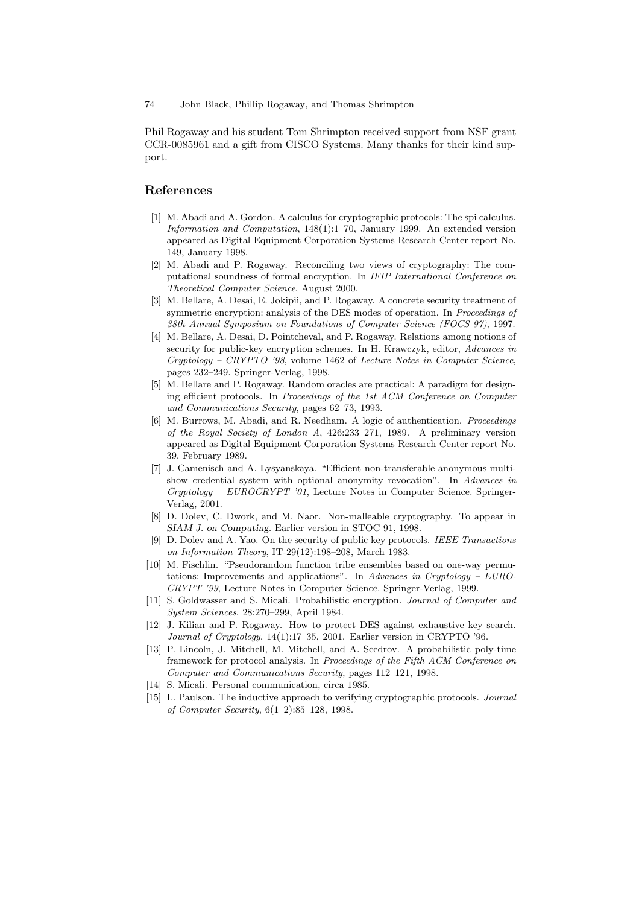Phil Rogaway and his student Tom Shrimpton received support from NSF grant CCR-0085961 and a gift from CISCO Systems. Many thanks for their kind support.

## References

[1] M. Abadi and A. Gordon. A calculus for cryptographic protocols: The spi calculus. *Information and Computation*, 148(1):1–70, January 1999. An extended version appeared as Digital Equipment Corporation Systems Research Center report No. 149, January 1998.

[2] M. Abadi and P. Rogaway. Reconciling two views of cryptography: The computational soundness of formal encryption. In *IFIP International Conference on Theoretical Computer Science*, August 2000.

[3] M. Bellare, A. Desai, E. Jokipii, and P. Rogaway. A concrete security treatment of symmetric encryption: analysis of the DES modes of operation. In *Proceedings of 38th Annual Symposium on Foundations of Computer Science (FOCS 97)*, 1997.

[4] M. Bellare, A. Desai, D. Pointcheval, and P. Rogaway. Relations among notions of security for public-key encryption schemes. In H. Krawczyk, editor, *Advances in Cryptology – CRYPTO '98*, volume 1462 of *Lecture Notes in Computer Science*, pages 232–249. Springer-Verlag, 1998.

[5] M. Bellare and P. Rogaway. Random oracles are practical: A paradigm for designing efficient protocols. In *Proceedings of the 1st ACM Conference on Computer and Communications Security*, pages 62–73, 1993.

[6] M. Burrows, M. Abadi, and R. Needham. A logic of authentication. *Proceedings of the Royal Society of London A*, 426:233–271, 1989. A preliminary version appeared as Digital Equipment Corporation Systems Research Center report No. 39, February 1989.

[7] J. Camenisch and A. Lysyanskaya. "Efficient non-transferable anonymous multi-show credential system with optional anonymity revocation". In *Advances in Cryptology – EUROCRYPT '01*, Lecture Notes in Computer Science. Springer-Verlag, 2001.

[8] D. Dolev, C. Dwork, and M. Naor. Non-malleable cryptography. To appear in *SIAM J. on Computing*. Earlier version in STOC 91, 1998.

[9] D. Dolev and A. Yao. On the security of public key protocols. *IEEE Transactions on Information Theory*, IT-29(12):198–208, March 1983.

[10] M. Fischlin. "Pseudorandom function tribe ensembles based on one-way permutations: Improvements and applications". In *Advances in Cryptology – EUROCRYPT '99*, Lecture Notes in Computer Science. Springer-Verlag, 1999.

[11] S. Goldwasser and S. Micali. Probabilistic encryption. *Journal of Computer and System Sciences*, 28:270–299, April 1984.

[12] J. Kilian and P. Rogaway. How to protect DES against exhaustive key search. *Journal of Cryptology*, 14(1):17–35, 2001. Earlier version in CRYPTO '96.

[13] P. Lincoln, J. Mitchell, M. Mitchell, and A. Scedrov. A probabilistic poly-time framework for protocol analysis. In *Proceedings of the Fifth ACM Conference on Computer and Communications Security*, pages 112–121, 1998.

[14] S. Micali. Personal communication, circa 1985.

[15] L. Paulson. The inductive approach to verifying cryptographic protocols. *Journal of Computer Security*, 6(1–2):85–128, 1998.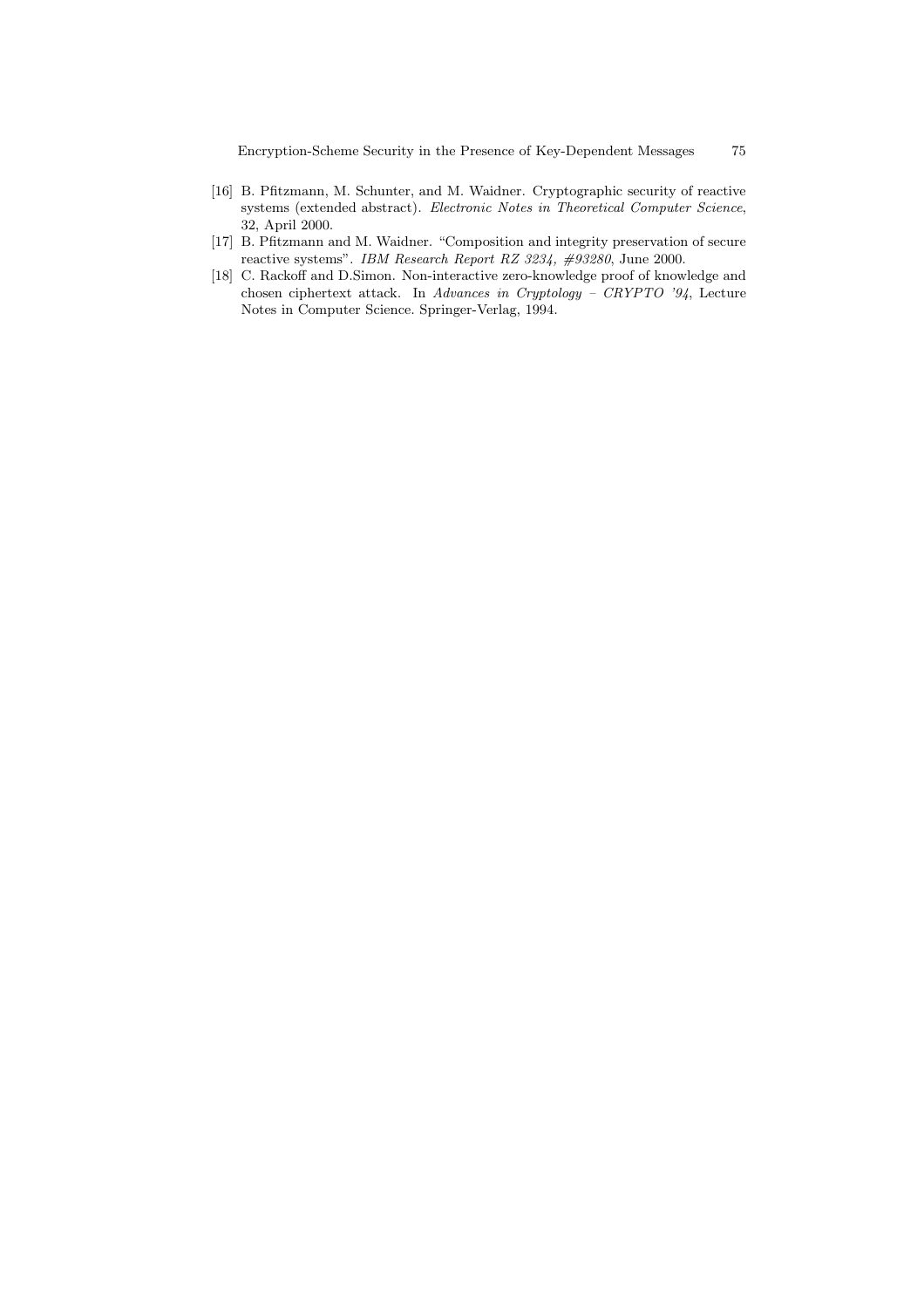[16] B. Pfitzmann, M. Schunter, and M. Waidner. Cryptographic security of reactive systems (extended abstract). *Electronic Notes in Theoretical Computer Science*, 32, April 2000.

[17] B. Pfitzmann and M. Waidner. "Composition and integrity preservation of secure reactive systems". *IBM Research Report RZ 3234, #93280*, June 2000.

[18] C. Rackoff and D.Simon. Non-interactive zero-knowledge proof of knowledge and chosen ciphertext attack. In *Advances in Cryptology – CRYPTO '94*, Lecture Notes in Computer Science. Springer-Verlag, 1994.